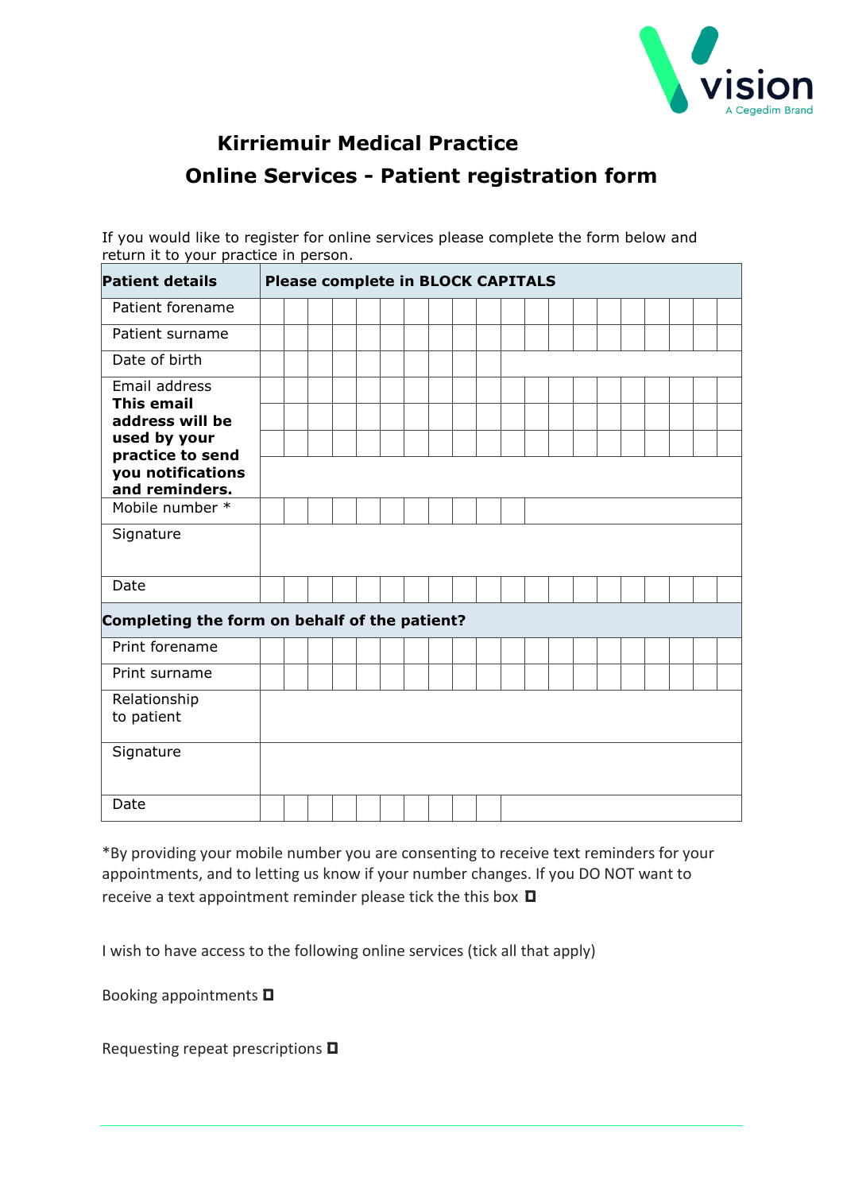vision
A Cegedim Brand

# Kirriemuir Medical Practice

## Online Services - Patient registration form

If you would like to register for online services please complete the form below and return it to your practice in person.

| **Patient details** | **Please complete in BLOCK CAPITALS** |
|---|---|
| Patient forename | |
| Patient surname | |
| Date of birth | |
| Email address **This email address will be used by your practice to send you notifications and reminders.** | |
| Mobile number * | |
| Signature | |
| Date | |
| **Completing the form on behalf of the patient?** | |
| Print forename | |
| Print surname | |
| Relationship to patient | |
| Signature | |
| Date | |

*By providing your mobile number you are consenting to receive text reminders for your appointments, and to letting us know if your number changes. If you DO NOT want to receive a text appointment reminder please tick the this box ☐

I wish to have access to the following online services (tick all that apply)

Booking appointments ☐

Requesting repeat prescriptions ☐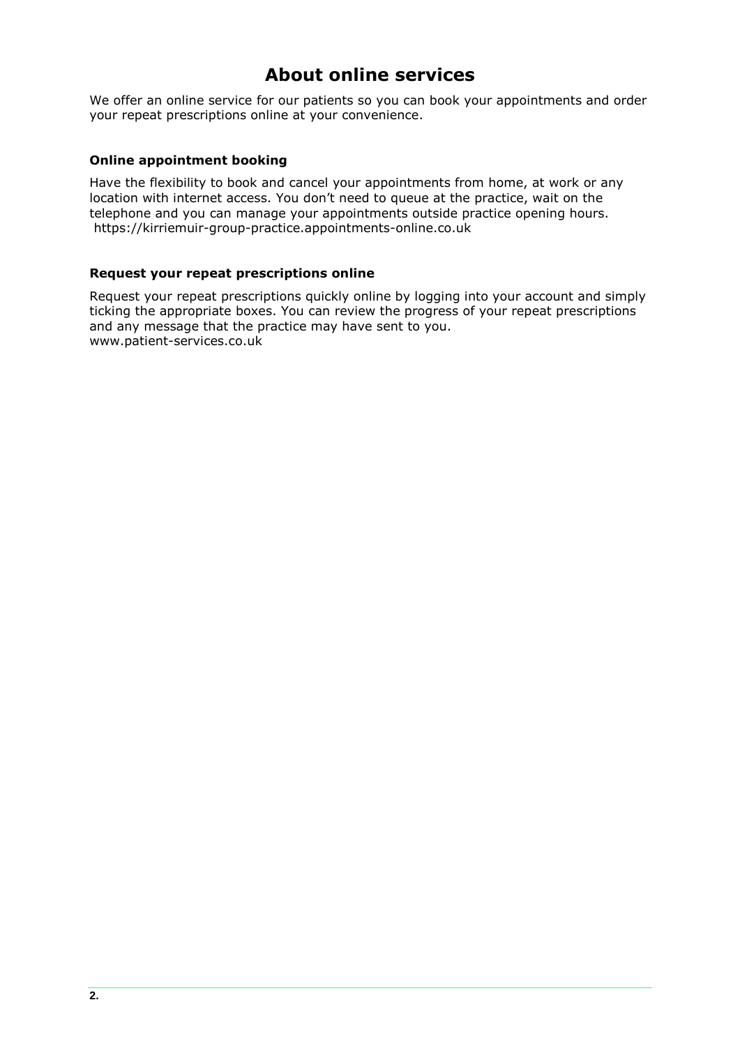# About online services

We offer an online service for our patients so you can book your appointments and order your repeat prescriptions online at your convenience.

### Online appointment booking

Have the flexibility to book and cancel your appointments from home, at work or any location with internet access. You don't need to queue at the practice, wait on the telephone and you can manage your appointments outside practice opening hours.
https://kirriemuir-group-practice.appointments-online.co.uk

### Request your repeat prescriptions online

Request your repeat prescriptions quickly online by logging into your account and simply ticking the appropriate boxes. You can review the progress of your repeat prescriptions and any message that the practice may have sent to you.
www.patient-services.co.uk